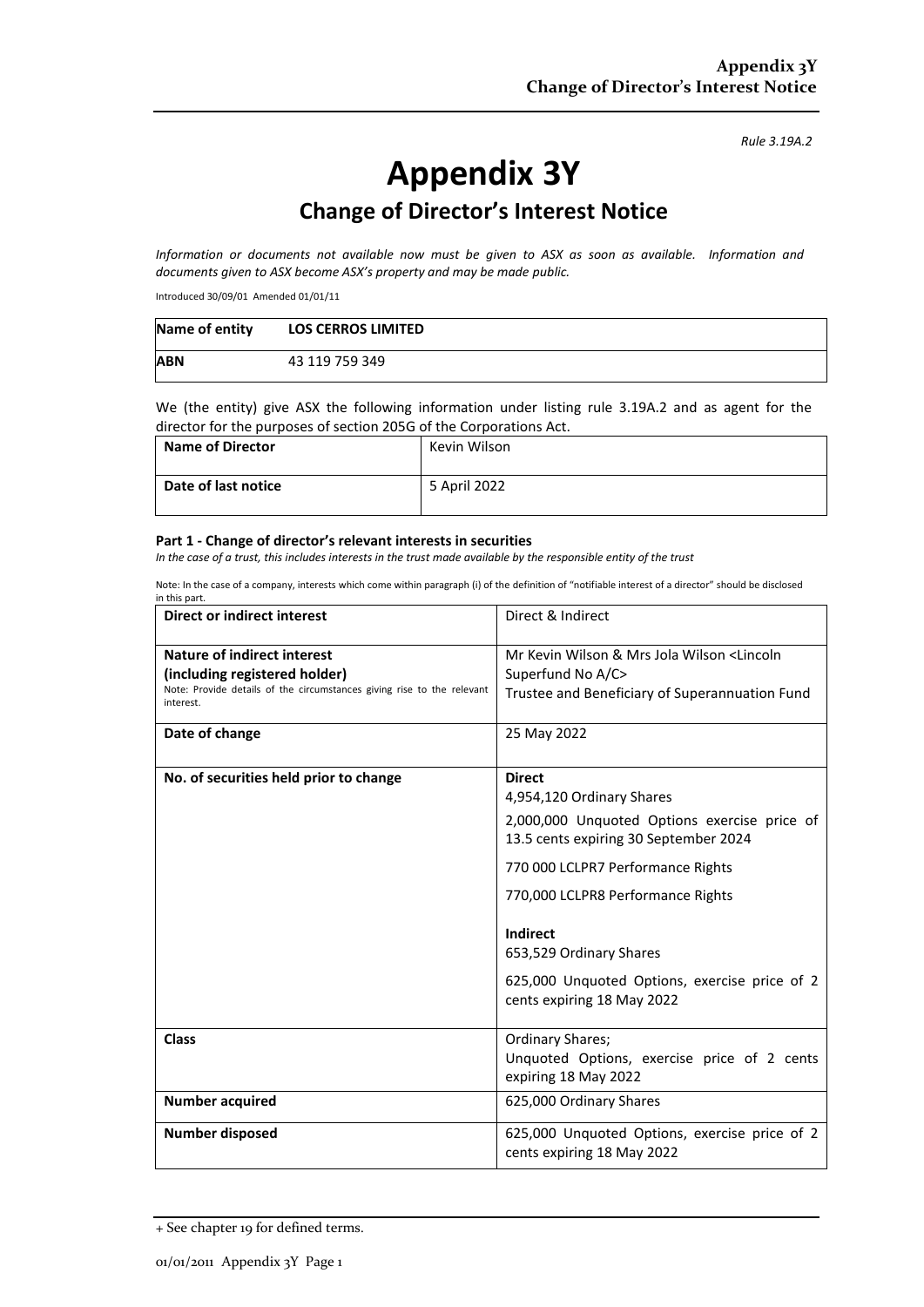*Rule 3.19A.2*

# Appendix 3Y

## Change of Director's Interest Notice

*Information or documents not available now must be given to ASX as soon as available. Information and documents given to ASX become ASX's property and may be made public.*

Introduced 30/09/01 Amended 01/01/11

| Name of entity | LOS CERROS LIMITED |
|---|---|
| ABN | 43 119 759 349 |

We (the entity) give ASX the following information under listing rule 3.19A.2 and as agent for the director for the purposes of section 205G of the Corporations Act.

| Name of Director | Kevin Wilson |
|---|---|
| Date of last notice | 5 April 2022 |

**Part 1 - Change of director's relevant interests in securities**

*In the case of a trust, this includes interests in the trust made available by the responsible entity of the trust*

Note: In the case of a company, interests which come within paragraph (i) of the definition of "notifiable interest of a director" should be disclosed in this part.

| Direct or indirect interest | Direct & Indirect |
|---|---|
| **Nature of indirect interest (including registered holder)**<br>Note: Provide details of the circumstances giving rise to the relevant interest. | Mr Kevin Wilson & Mrs Jola Wilson <Lincoln Superfund No A/C><br>Trustee and Beneficiary of Superannuation Fund |
| **Date of change** | 25 May 2022 |
| **No. of securities held prior to change** | **Direct**<br>4,954,120 Ordinary Shares<br>2,000,000 Unquoted Options exercise price of 13.5 cents expiring 30 September 2024<br>770 000 LCLPR7 Performance Rights<br>770,000 LCLPR8 Performance Rights<br>**Indirect**<br>653,529 Ordinary Shares<br>625,000 Unquoted Options, exercise price of 2 cents expiring 18 May 2022 |
| **Class** | Ordinary Shares;<br>Unquoted Options, exercise price of 2 cents expiring 18 May 2022 |
| **Number acquired** | 625,000 Ordinary Shares |
| **Number disposed** | 625,000 Unquoted Options, exercise price of 2 cents expiring 18 May 2022 |

+ See chapter 19 for defined terms.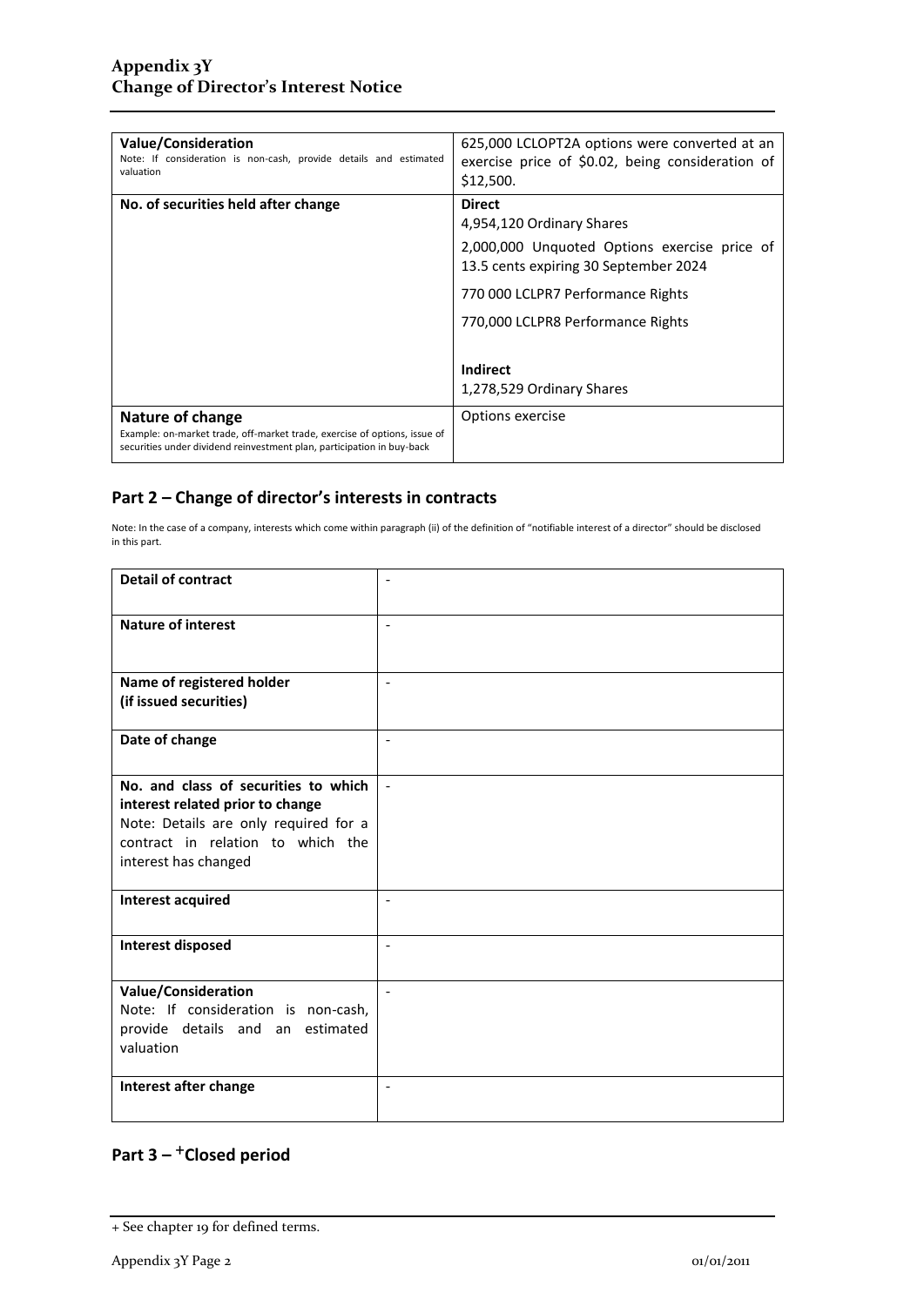| **Value/Consideration**<br>Note: If consideration is non-cash, provide details and estimated valuation | 625,000 LCLOPT2A options were converted at an exercise price of $0.02, being consideration of $12,500. |
|---|---|
| **No. of securities held after change** | **Direct**<br>4,954,120 Ordinary Shares<br>2,000,000 Unquoted Options exercise price of 13.5 cents expiring 30 September 2024<br>770 000 LCLPR7 Performance Rights<br>770,000 LCLPR8 Performance Rights<br><br>**Indirect**<br>1,278,529 Ordinary Shares |
| **Nature of change**<br>Example: on-market trade, off-market trade, exercise of options, issue of securities under dividend reinvestment plan, participation in buy-back | Options exercise |

## Part 2 – Change of director's interests in contracts

Note: In the case of a company, interests which come within paragraph (ii) of the definition of "notifiable interest of a director" should be disclosed in this part.

| **Detail of contract** | - |
|---|---|
| **Nature of interest** | - |
| **Name of registered holder (if issued securities)** | - |
| **Date of change** | - |
| **No. and class of securities to which interest related prior to change**<br>Note: Details are only required for a contract in relation to which the interest has changed | - |
| **Interest acquired** | - |
| **Interest disposed** | - |
| **Value/Consideration**<br>Note: If consideration is non-cash, provide details and an estimated valuation | - |
| **Interest after change** | - |

## Part 3 – +Closed period

+ See chapter 19 for defined terms.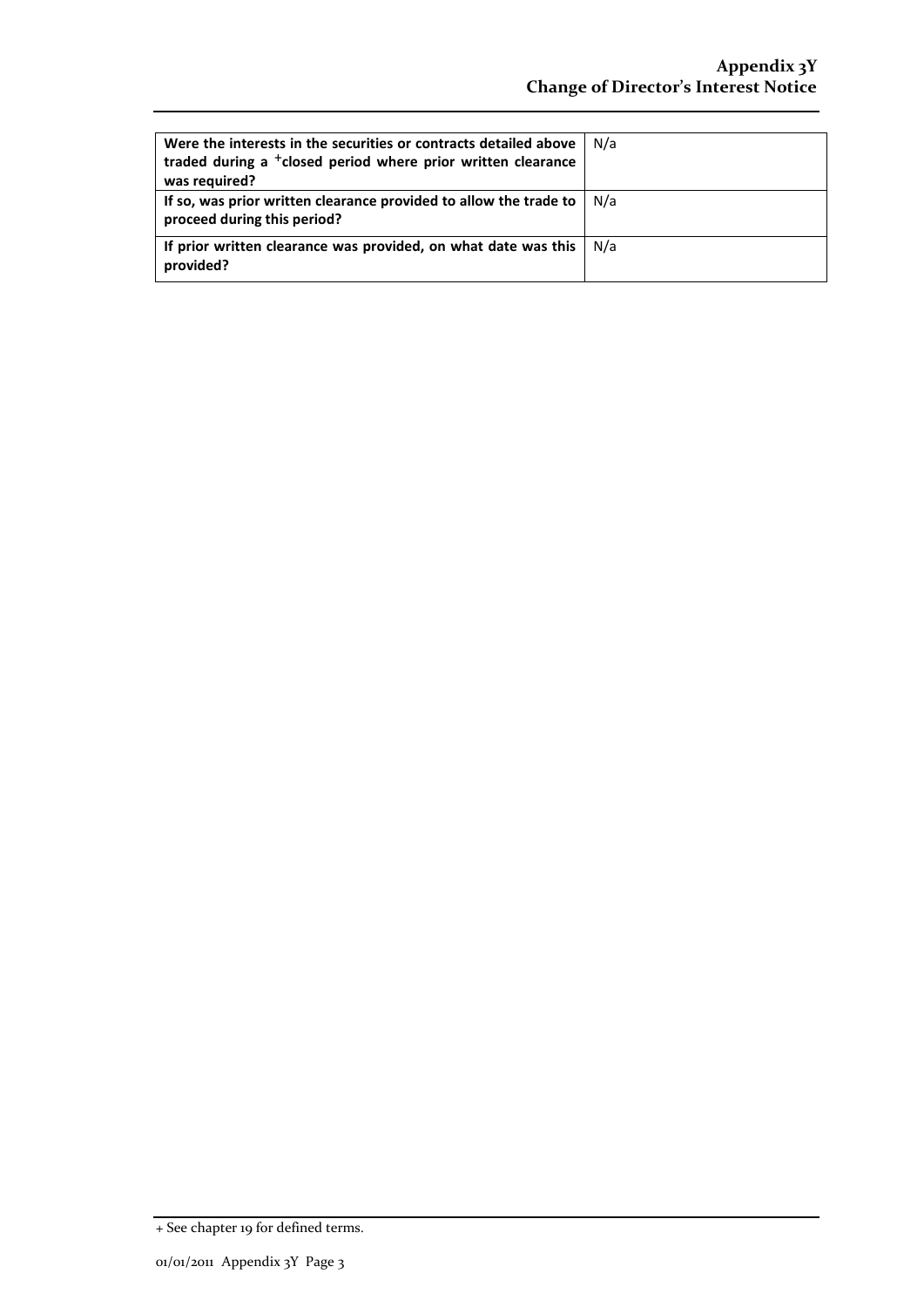| | |
|---|---|
| **Were the interests in the securities or contracts detailed above traded during a +closed period where prior written clearance was required?** | N/a |
| **If so, was prior written clearance provided to allow the trade to proceed during this period?** | N/a |
| **If prior written clearance was provided, on what date was this provided?** | N/a |

+ See chapter 19 for defined terms.